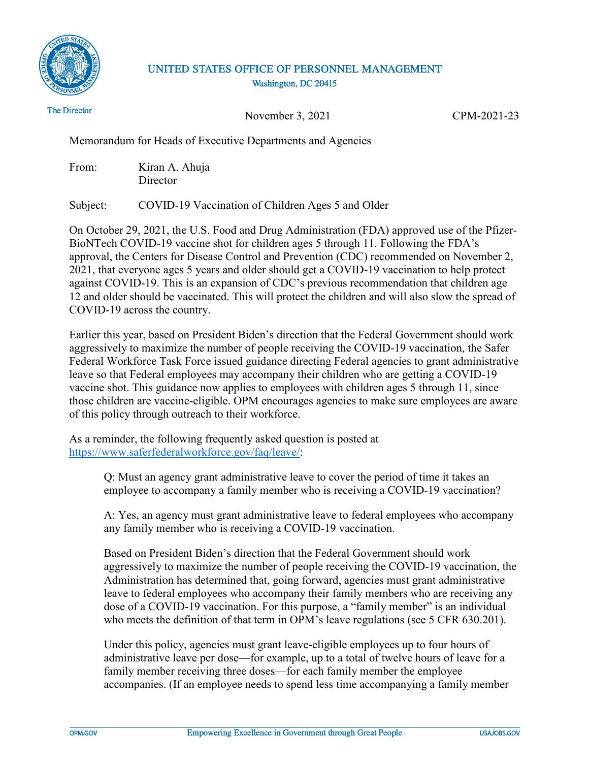UNITED STATES OFFICE OF PERSONNEL MANAGEMENT
Washington, DC 20415

The Director

November 3, 2021

CPM-2021-23

Memorandum for Heads of Executive Departments and Agencies

From: Kiran A. Ahuja
Director

Subject: COVID-19 Vaccination of Children Ages 5 and Older

On October 29, 2021, the U.S. Food and Drug Administration (FDA) approved use of the Pfizer-BioNTech COVID-19 vaccine shot for children ages 5 through 11. Following the FDA's approval, the Centers for Disease Control and Prevention (CDC) recommended on November 2, 2021, that everyone ages 5 years and older should get a COVID-19 vaccination to help protect against COVID-19. This is an expansion of CDC's previous recommendation that children age 12 and older should be vaccinated. This will protect the children and will also slow the spread of COVID-19 across the country.

Earlier this year, based on President Biden's direction that the Federal Government should work aggressively to maximize the number of people receiving the COVID-19 vaccination, the Safer Federal Workforce Task Force issued guidance directing Federal agencies to grant administrative leave so that Federal employees may accompany their children who are getting a COVID-19 vaccine shot. This guidance now applies to employees with children ages 5 through 11, since those children are vaccine-eligible. OPM encourages agencies to make sure employees are aware of this policy through outreach to their workforce.

As a reminder, the following frequently asked question is posted at https://www.saferfederalworkforce.gov/faq/leave/:

> Q: Must an agency grant administrative leave to cover the period of time it takes an employee to accompany a family member who is receiving a COVID-19 vaccination?
>
> A: Yes, an agency must grant administrative leave to federal employees who accompany any family member who is receiving a COVID-19 vaccination.
>
> Based on President Biden's direction that the Federal Government should work aggressively to maximize the number of people receiving the COVID-19 vaccination, the Administration has determined that, going forward, agencies must grant administrative leave to federal employees who accompany their family members who are receiving any dose of a COVID-19 vaccination. For this purpose, a "family member" is an individual who meets the definition of that term in OPM's leave regulations (see 5 CFR 630.201).
>
> Under this policy, agencies must grant leave-eligible employees up to four hours of administrative leave per dose—for example, up to a total of twelve hours of leave for a family member receiving three doses—for each family member the employee accompanies. (If an employee needs to spend less time accompanying a family member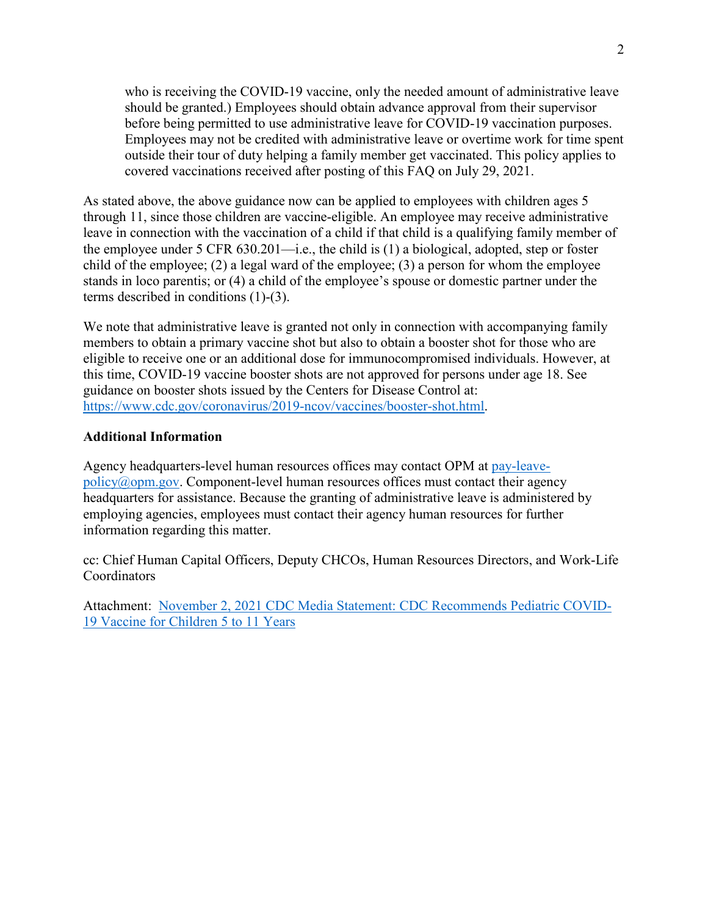> who is receiving the COVID-19 vaccine, only the needed amount of administrative leave should be granted.) Employees should obtain advance approval from their supervisor before being permitted to use administrative leave for COVID-19 vaccination purposes. Employees may not be credited with administrative leave or overtime work for time spent outside their tour of duty helping a family member get vaccinated. This policy applies to covered vaccinations received after posting of this FAQ on July 29, 2021.

As stated above, the above guidance now can be applied to employees with children ages 5 through 11, since those children are vaccine-eligible. An employee may receive administrative leave in connection with the vaccination of a child if that child is a qualifying family member of the employee under 5 CFR 630.201—i.e., the child is (1) a biological, adopted, step or foster child of the employee; (2) a legal ward of the employee; (3) a person for whom the employee stands in loco parentis; or (4) a child of the employee's spouse or domestic partner under the terms described in conditions (1)-(3).

We note that administrative leave is granted not only in connection with accompanying family members to obtain a primary vaccine shot but also to obtain a booster shot for those who are eligible to receive one or an additional dose for immunocompromised individuals. However, at this time, COVID-19 vaccine booster shots are not approved for persons under age 18. See guidance on booster shots issued by the Centers for Disease Control at: [https://www.cdc.gov/coronavirus/2019-ncov/vaccines/booster-shot.html](https://www.cdc.gov/coronavirus/2019-ncov/vaccines/booster-shot.html).

**Additional Information**

Agency headquarters-level human resources offices may contact OPM at [pay-leave-policy@opm.gov](mailto:pay-leave-policy@opm.gov). Component-level human resources offices must contact their agency headquarters for assistance. Because the granting of administrative leave is administered by employing agencies, employees must contact their agency human resources for further information regarding this matter.

cc: Chief Human Capital Officers, Deputy CHCOs, Human Resources Directors, and Work-Life Coordinators

Attachment: November 2, 2021 CDC Media Statement: CDC Recommends Pediatric COVID-19 Vaccine for Children 5 to 11 Years